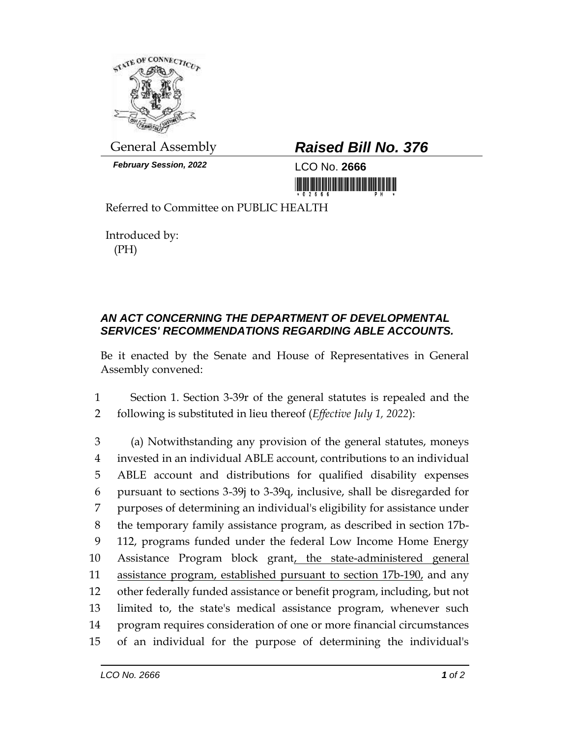General Assembly

***February Session, 2022***

# *Raised Bill No. 376*

LCO No. **2666**

Referred to Committee on PUBLIC HEALTH

Introduced by:
(PH)

### *AN ACT CONCERNING THE DEPARTMENT OF DEVELOPMENTAL SERVICES' RECOMMENDATIONS REGARDING ABLE ACCOUNTS.*

Be it enacted by the Senate and House of Representatives in General Assembly convened:

1 Section 1. Section 3-39r of the general statutes is repealed and the
2 following is substituted in lieu thereof (*Effective July 1, 2022*):

3 (a) Notwithstanding any provision of the general statutes, moneys
4 invested in an individual ABLE account, contributions to an individual
5 ABLE account and distributions for qualified disability expenses
6 pursuant to sections 3-39j to 3-39q, inclusive, shall be disregarded for
7 purposes of determining an individual's eligibility for assistance under
8 the temporary family assistance program, as described in section 17b-
9 112, programs funded under the federal Low Income Home Energy
10 Assistance Program block grant<u>, the state-administered general</u>
11 <u>assistance program, established pursuant to section 17b-190,</u> and any
12 other federally funded assistance or benefit program, including, but not
13 limited to, the state's medical assistance program, whenever such
14 program requires consideration of one or more financial circumstances
15 of an individual for the purpose of determining the individual's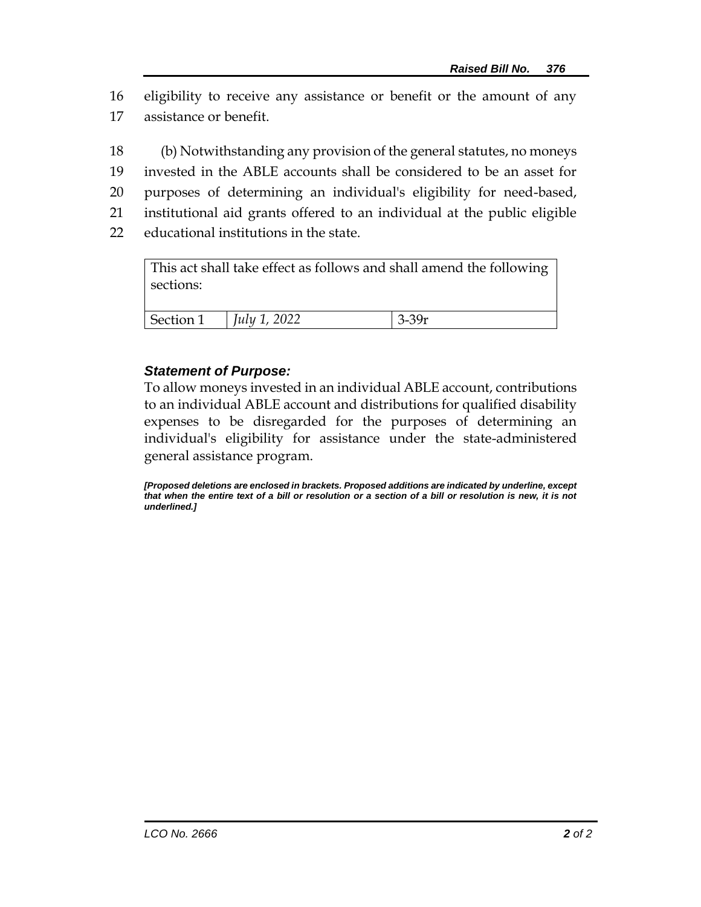16 eligibility to receive any assistance or benefit or the amount of any
17 assistance or benefit.

18 (b) Notwithstanding any provision of the general statutes, no moneys
19 invested in the ABLE accounts shall be considered to be an asset for
20 purposes of determining an individual's eligibility for need-based,
21 institutional aid grants offered to an individual at the public eligible
22 educational institutions in the state.

| This act shall take effect as follows and shall amend the following sections: | | |
|---|---|---|
| Section 1 | *July 1, 2022* | 3-39r |

### *Statement of Purpose:*

To allow moneys invested in an individual ABLE account, contributions to an individual ABLE account and distributions for qualified disability expenses to be disregarded for the purposes of determining an individual's eligibility for assistance under the state-administered general assistance program.

***[Proposed deletions are enclosed in brackets. Proposed additions are indicated by underline, except that when the entire text of a bill or resolution or a section of a bill or resolution is new, it is not underlined.]***